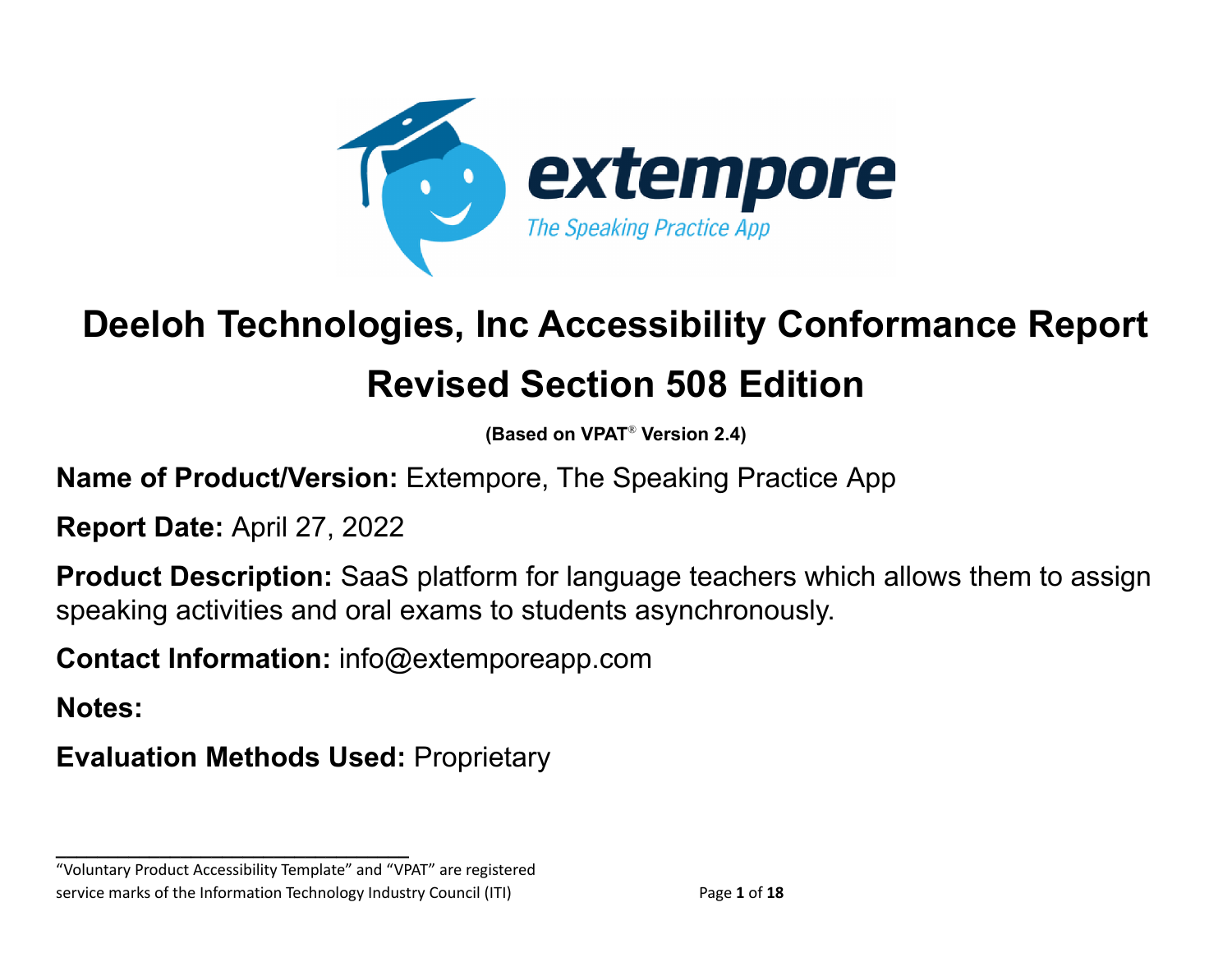extempore

*The Speaking Practice App*

# Deeloh Technologies, Inc Accessibility Conformance Report

# Revised Section 508 Edition

**(Based on VPAT® Version 2.4)**

**Name of Product/Version:** Extempore, The Speaking Practice App

**Report Date:** April 27, 2022

**Product Description:** SaaS platform for language teachers which allows them to assign speaking activities and oral exams to students asynchronously.

**Contact Information:** info@extemporeapp.com

**Notes:**

**Evaluation Methods Used:** Proprietary

---

"Voluntary Product Accessibility Template" and "VPAT" are registered service marks of the Information Technology Industry Council (ITI)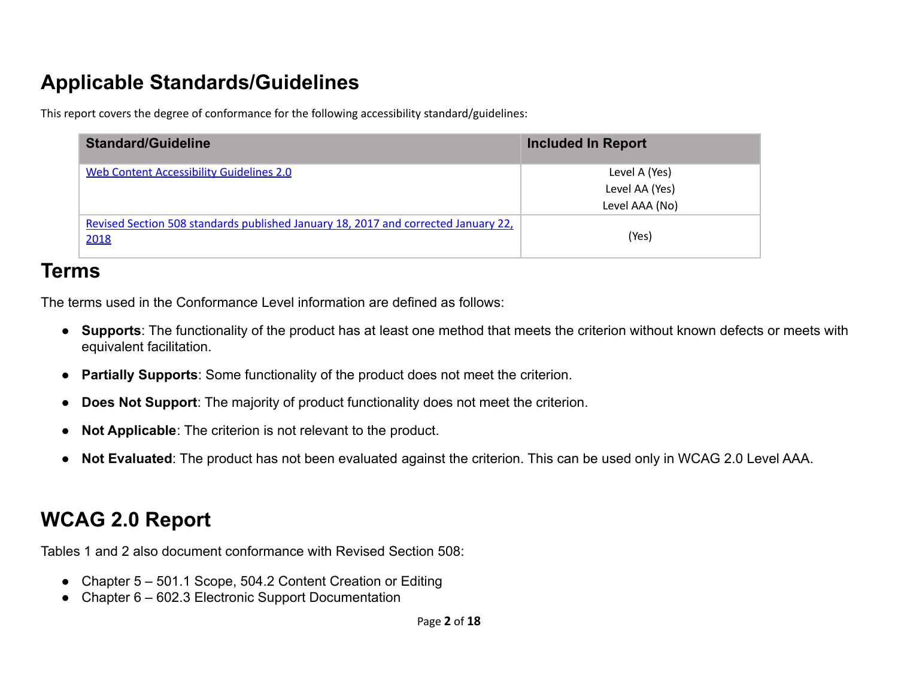## Applicable Standards/Guidelines

This report covers the degree of conformance for the following accessibility standard/guidelines:

| Standard/Guideline | Included In Report |
|---|---|
| Web Content Accessibility Guidelines 2.0 | Level A (Yes)<br>Level AA (Yes)<br>Level AAA (No) |
| Revised Section 508 standards published January 18, 2017 and corrected January 22, 2018 | (Yes) |

## Terms

The terms used in the Conformance Level information are defined as follows:

- **Supports**: The functionality of the product has at least one method that meets the criterion without known defects or meets with equivalent facilitation.
- **Partially Supports**: Some functionality of the product does not meet the criterion.
- **Does Not Support**: The majority of product functionality does not meet the criterion.
- **Not Applicable**: The criterion is not relevant to the product.
- **Not Evaluated**: The product has not been evaluated against the criterion. This can be used only in WCAG 2.0 Level AAA.

## WCAG 2.0 Report

Tables 1 and 2 also document conformance with Revised Section 508:

- Chapter 5 – 501.1 Scope, 504.2 Content Creation or Editing
- Chapter 6 – 602.3 Electronic Support Documentation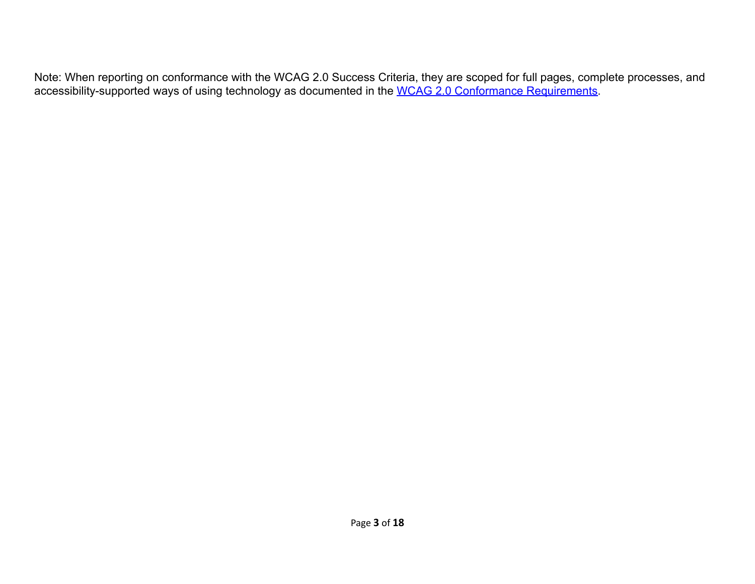Note: When reporting on conformance with the WCAG 2.0 Success Criteria, they are scoped for full pages, complete processes, and accessibility-supported ways of using technology as documented in the [WCAG 2.0 Conformance Requirements](https://www.w3.org/TR/WCAG20/#conformance-reqs).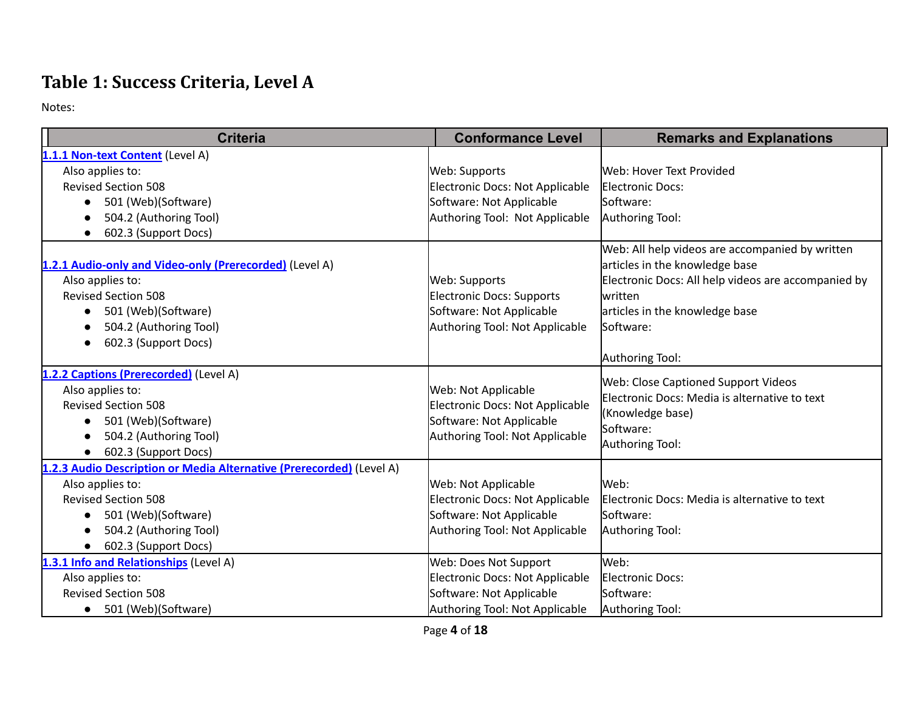## Table 1: Success Criteria, Level A

Notes:

| Criteria | Conformance Level | Remarks and Explanations |
|---|---|---|
| **1.1.1 Non-text Content** (Level A)<br>Also applies to:<br>Revised Section 508<br>• 501 (Web)(Software)<br>• 504.2 (Authoring Tool)<br>• 602.3 (Support Docs) | Web: Supports<br>Electronic Docs: Not Applicable<br>Software: Not Applicable<br>Authoring Tool: Not Applicable | Web: Hover Text Provided<br>Electronic Docs:<br>Software:<br>Authoring Tool: |
| **1.2.1 Audio-only and Video-only (Prerecorded)** (Level A)<br>Also applies to:<br>Revised Section 508<br>• 501 (Web)(Software)<br>• 504.2 (Authoring Tool)<br>• 602.3 (Support Docs) | Web: Supports<br>Electronic Docs: Supports<br>Software: Not Applicable<br>Authoring Tool: Not Applicable | Web: All help videos are accompanied by written articles in the knowledge base<br>Electronic Docs: All help videos are accompanied by written<br>articles in the knowledge base<br>Software:<br><br>Authoring Tool: |
| **1.2.2 Captions (Prerecorded)** (Level A)<br>Also applies to:<br>Revised Section 508<br>• 501 (Web)(Software)<br>• 504.2 (Authoring Tool)<br>• 602.3 (Support Docs) | Web: Not Applicable<br>Electronic Docs: Not Applicable<br>Software: Not Applicable<br>Authoring Tool: Not Applicable | Web: Close Captioned Support Videos<br>Electronic Docs: Media is alternative to text (Knowledge base)<br>Software:<br>Authoring Tool: |
| **1.2.3 Audio Description or Media Alternative (Prerecorded)** (Level A)<br>Also applies to:<br>Revised Section 508<br>• 501 (Web)(Software)<br>• 504.2 (Authoring Tool)<br>• 602.3 (Support Docs) | Web: Not Applicable<br>Electronic Docs: Not Applicable<br>Software: Not Applicable<br>Authoring Tool: Not Applicable | Web:<br>Electronic Docs: Media is alternative to text<br>Software:<br>Authoring Tool: |
| **1.3.1 Info and Relationships** (Level A)<br>Also applies to:<br>Revised Section 508<br>• 501 (Web)(Software) | Web: Does Not Support<br>Electronic Docs: Not Applicable<br>Software: Not Applicable<br>Authoring Tool: Not Applicable | Web:<br>Electronic Docs:<br>Software:<br>Authoring Tool: |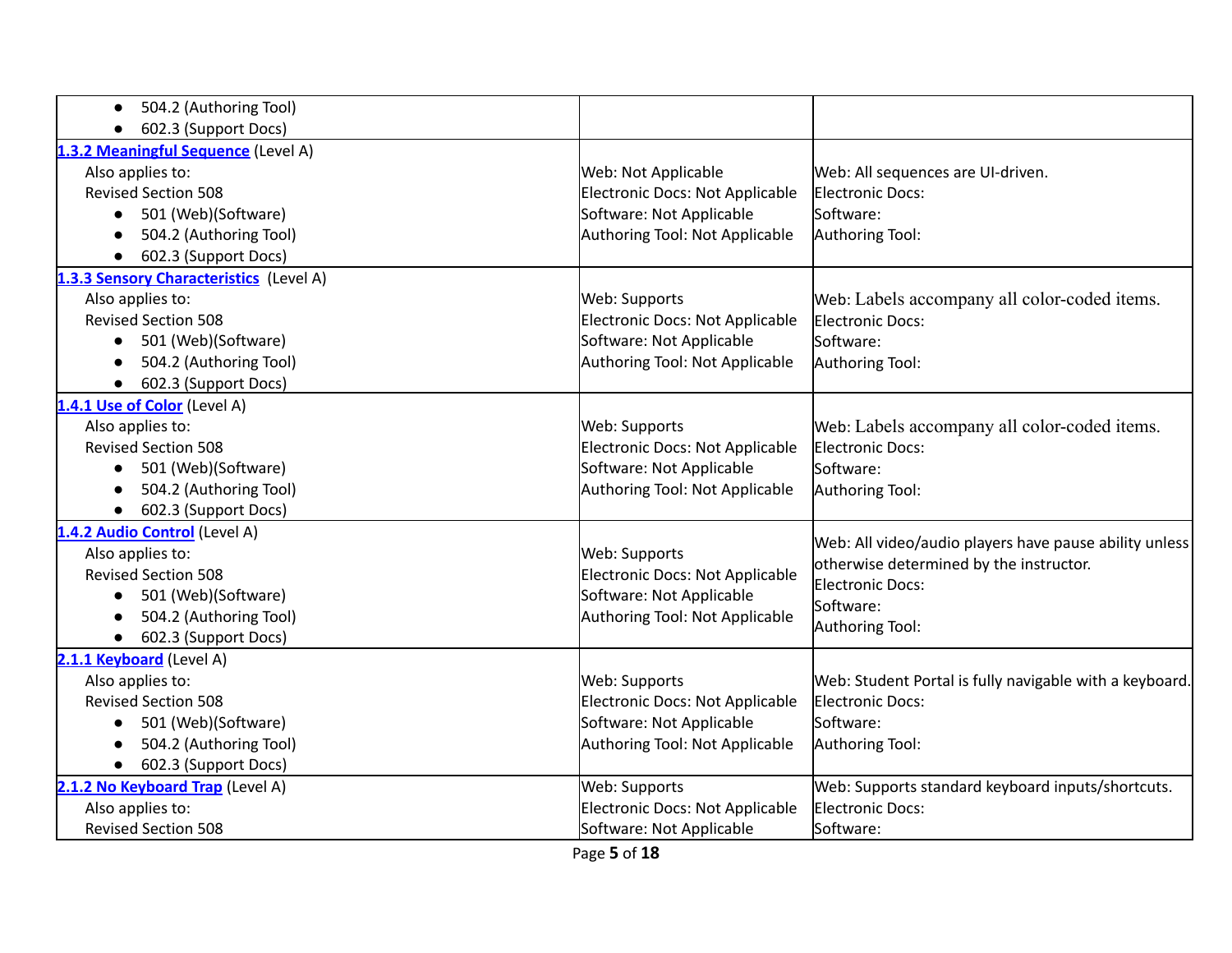| | | |
|---|---|---|
| • 504.2 (Authoring Tool)<br>• 602.3 (Support Docs) | | |
| **1.3.2 Meaningful Sequence** (Level A)<br>Also applies to:<br>Revised Section 508<br>• 501 (Web)(Software)<br>• 504.2 (Authoring Tool)<br>• 602.3 (Support Docs) | Web: Not Applicable<br>Electronic Docs: Not Applicable<br>Software: Not Applicable<br>Authoring Tool: Not Applicable | Web: All sequences are UI-driven.<br>Electronic Docs:<br>Software:<br>Authoring Tool: |
| **1.3.3 Sensory Characteristics** (Level A)<br>Also applies to:<br>Revised Section 508<br>• 501 (Web)(Software)<br>• 504.2 (Authoring Tool)<br>• 602.3 (Support Docs) | Web: Supports<br>Electronic Docs: Not Applicable<br>Software: Not Applicable<br>Authoring Tool: Not Applicable | Web: Labels accompany all color-coded items.<br>Electronic Docs:<br>Software:<br>Authoring Tool: |
| **1.4.1 Use of Color** (Level A)<br>Also applies to:<br>Revised Section 508<br>• 501 (Web)(Software)<br>• 504.2 (Authoring Tool)<br>• 602.3 (Support Docs) | Web: Supports<br>Electronic Docs: Not Applicable<br>Software: Not Applicable<br>Authoring Tool: Not Applicable | Web: Labels accompany all color-coded items.<br>Electronic Docs:<br>Software:<br>Authoring Tool: |
| **1.4.2 Audio Control** (Level A)<br>Also applies to:<br>Revised Section 508<br>• 501 (Web)(Software)<br>• 504.2 (Authoring Tool)<br>• 602.3 (Support Docs) | Web: Supports<br>Electronic Docs: Not Applicable<br>Software: Not Applicable<br>Authoring Tool: Not Applicable | Web: All video/audio players have pause ability unless otherwise determined by the instructor.<br>Electronic Docs:<br>Software:<br>Authoring Tool: |
| **2.1.1 Keyboard** (Level A)<br>Also applies to:<br>Revised Section 508<br>• 501 (Web)(Software)<br>• 504.2 (Authoring Tool)<br>• 602.3 (Support Docs) | Web: Supports<br>Electronic Docs: Not Applicable<br>Software: Not Applicable<br>Authoring Tool: Not Applicable | Web: Student Portal is fully navigable with a keyboard.<br>Electronic Docs:<br>Software:<br>Authoring Tool: |
| **2.1.2 No Keyboard Trap** (Level A)<br>Also applies to:<br>Revised Section 508 | Web: Supports<br>Electronic Docs: Not Applicable<br>Software: Not Applicable | Web: Supports standard keyboard inputs/shortcuts.<br>Electronic Docs:<br>Software: |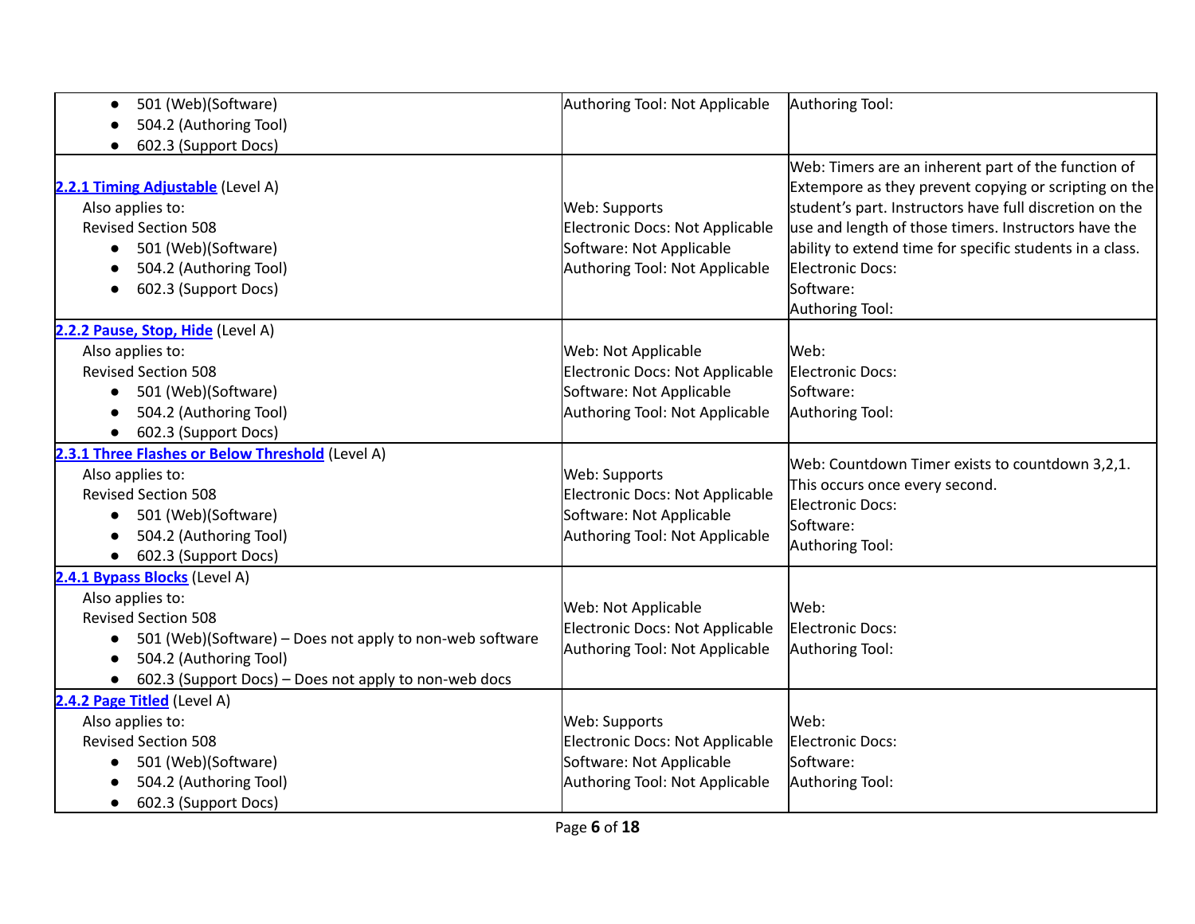| | | |
|---|---|---|
| • 501 (Web)(Software)<br>• 504.2 (Authoring Tool)<br>• 602.3 (Support Docs) | Authoring Tool: Not Applicable | Authoring Tool: |
| **2.2.1 Timing Adjustable** (Level A)<br>Also applies to:<br>Revised Section 508<br>• 501 (Web)(Software)<br>• 504.2 (Authoring Tool)<br>• 602.3 (Support Docs) | Web: Supports<br>Electronic Docs: Not Applicable<br>Software: Not Applicable<br>Authoring Tool: Not Applicable | Web: Timers are an inherent part of the function of Extempore as they prevent copying or scripting on the student's part. Instructors have full discretion on the use and length of those timers. Instructors have the ability to extend time for specific students in a class.<br>Electronic Docs:<br>Software:<br>Authoring Tool: |
| **2.2.2 Pause, Stop, Hide** (Level A)<br>Also applies to:<br>Revised Section 508<br>• 501 (Web)(Software)<br>• 504.2 (Authoring Tool)<br>• 602.3 (Support Docs) | Web: Not Applicable<br>Electronic Docs: Not Applicable<br>Software: Not Applicable<br>Authoring Tool: Not Applicable | Web:<br>Electronic Docs:<br>Software:<br>Authoring Tool: |
| **2.3.1 Three Flashes or Below Threshold** (Level A)<br>Also applies to:<br>Revised Section 508<br>• 501 (Web)(Software)<br>• 504.2 (Authoring Tool)<br>• 602.3 (Support Docs) | Web: Supports<br>Electronic Docs: Not Applicable<br>Software: Not Applicable<br>Authoring Tool: Not Applicable | Web: Countdown Timer exists to countdown 3,2,1. This occurs once every second.<br>Electronic Docs:<br>Software:<br>Authoring Tool: |
| **2.4.1 Bypass Blocks** (Level A)<br>Also applies to:<br>Revised Section 508<br>• 501 (Web)(Software) – Does not apply to non-web software<br>• 504.2 (Authoring Tool)<br>• 602.3 (Support Docs) – Does not apply to non-web docs | Web: Not Applicable<br>Electronic Docs: Not Applicable<br>Authoring Tool: Not Applicable | Web:<br>Electronic Docs:<br>Authoring Tool: |
| **2.4.2 Page Titled** (Level A)<br>Also applies to:<br>Revised Section 508<br>• 501 (Web)(Software)<br>• 504.2 (Authoring Tool)<br>• 602.3 (Support Docs) | Web: Supports<br>Electronic Docs: Not Applicable<br>Software: Not Applicable<br>Authoring Tool: Not Applicable | Web:<br>Electronic Docs:<br>Software:<br>Authoring Tool: |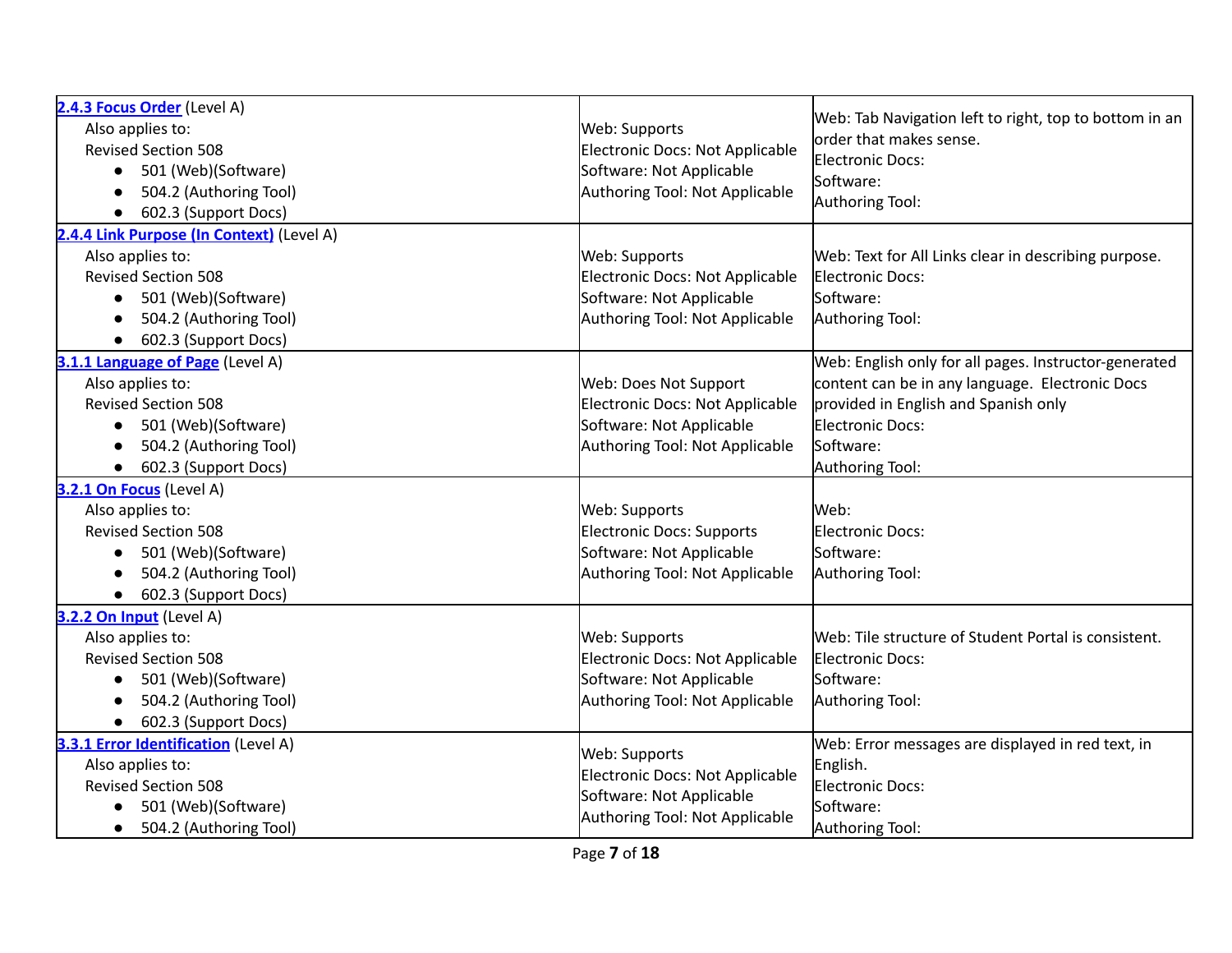| | | |
|---|---|---|
| **2.4.3 Focus Order** (Level A)<br>Also applies to:<br>Revised Section 508<br>• 501 (Web)(Software)<br>• 504.2 (Authoring Tool)<br>• 602.3 (Support Docs) | Web: Supports<br>Electronic Docs: Not Applicable<br>Software: Not Applicable<br>Authoring Tool: Not Applicable | Web: Tab Navigation left to right, top to bottom in an order that makes sense.<br>Electronic Docs:<br>Software:<br>Authoring Tool: |
| **2.4.4 Link Purpose (In Context)** (Level A)<br>Also applies to:<br>Revised Section 508<br>• 501 (Web)(Software)<br>• 504.2 (Authoring Tool)<br>• 602.3 (Support Docs) | Web: Supports<br>Electronic Docs: Not Applicable<br>Software: Not Applicable<br>Authoring Tool: Not Applicable | Web: Text for All Links clear in describing purpose.<br>Electronic Docs:<br>Software:<br>Authoring Tool: |
| **3.1.1 Language of Page** (Level A)<br>Also applies to:<br>Revised Section 508<br>• 501 (Web)(Software)<br>• 504.2 (Authoring Tool)<br>• 602.3 (Support Docs) | Web: Does Not Support<br>Electronic Docs: Not Applicable<br>Software: Not Applicable<br>Authoring Tool: Not Applicable | Web: English only for all pages. Instructor-generated content can be in any language. Electronic Docs provided in English and Spanish only<br>Electronic Docs:<br>Software:<br>Authoring Tool: |
| **3.2.1 On Focus** (Level A)<br>Also applies to:<br>Revised Section 508<br>• 501 (Web)(Software)<br>• 504.2 (Authoring Tool)<br>• 602.3 (Support Docs) | Web: Supports<br>Electronic Docs: Supports<br>Software: Not Applicable<br>Authoring Tool: Not Applicable | Web:<br>Electronic Docs:<br>Software:<br>Authoring Tool: |
| **3.2.2 On Input** (Level A)<br>Also applies to:<br>Revised Section 508<br>• 501 (Web)(Software)<br>• 504.2 (Authoring Tool)<br>• 602.3 (Support Docs) | Web: Supports<br>Electronic Docs: Not Applicable<br>Software: Not Applicable<br>Authoring Tool: Not Applicable | Web: Tile structure of Student Portal is consistent.<br>Electronic Docs:<br>Software:<br>Authoring Tool: |
| **3.3.1 Error Identification** (Level A)<br>Also applies to:<br>Revised Section 508<br>• 501 (Web)(Software)<br>• 504.2 (Authoring Tool) | Web: Supports<br>Electronic Docs: Not Applicable<br>Software: Not Applicable<br>Authoring Tool: Not Applicable | Web: Error messages are displayed in red text, in English.<br>Electronic Docs:<br>Software:<br>Authoring Tool: |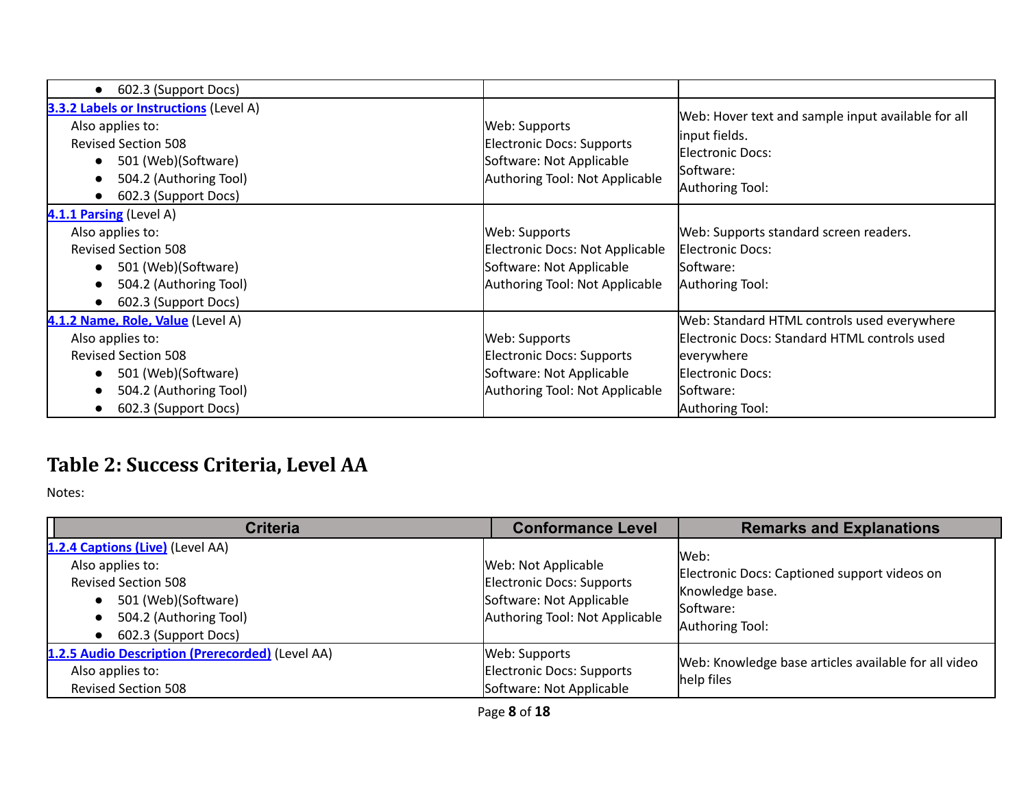| Criteria | Conformance Level | Remarks and Explanations |
|---|---|---|
| • 602.3 (Support Docs) | | |
| [3.3.2 Labels or Instructions](#) (Level A)<br>Also applies to:<br>Revised Section 508<br>• 501 (Web)(Software)<br>• 504.2 (Authoring Tool)<br>• 602.3 (Support Docs) | Web: Supports<br>Electronic Docs: Supports<br>Software: Not Applicable<br>Authoring Tool: Not Applicable | Web: Hover text and sample input available for all input fields.<br>Electronic Docs:<br>Software:<br>Authoring Tool: |
| [4.1.1 Parsing](#) (Level A)<br>Also applies to:<br>Revised Section 508<br>• 501 (Web)(Software)<br>• 504.2 (Authoring Tool)<br>• 602.3 (Support Docs) | Web: Supports<br>Electronic Docs: Not Applicable<br>Software: Not Applicable<br>Authoring Tool: Not Applicable | Web: Supports standard screen readers.<br>Electronic Docs:<br>Software:<br>Authoring Tool: |
| [4.1.2 Name, Role, Value](#) (Level A)<br>Also applies to:<br>Revised Section 508<br>• 501 (Web)(Software)<br>• 504.2 (Authoring Tool)<br>• 602.3 (Support Docs) | Web: Supports<br>Electronic Docs: Supports<br>Software: Not Applicable<br>Authoring Tool: Not Applicable | Web: Standard HTML controls used everywhere<br>Electronic Docs: Standard HTML controls used everywhere<br>Electronic Docs:<br>Software:<br>Authoring Tool: |

## Table 2: Success Criteria, Level AA

Notes:

| Criteria | Conformance Level | Remarks and Explanations |
|---|---|---|
| [1.2.4 Captions (Live)](#) (Level AA)<br>Also applies to:<br>Revised Section 508<br>• 501 (Web)(Software)<br>• 504.2 (Authoring Tool)<br>• 602.3 (Support Docs) | Web: Not Applicable<br>Electronic Docs: Supports<br>Software: Not Applicable<br>Authoring Tool: Not Applicable | Web:<br>Electronic Docs: Captioned support videos on Knowledge base.<br>Software:<br>Authoring Tool: |
| [1.2.5 Audio Description (Prerecorded)](#) (Level AA)<br>Also applies to:<br>Revised Section 508 | Web: Supports<br>Electronic Docs: Supports<br>Software: Not Applicable | Web: Knowledge base articles available for all video help files |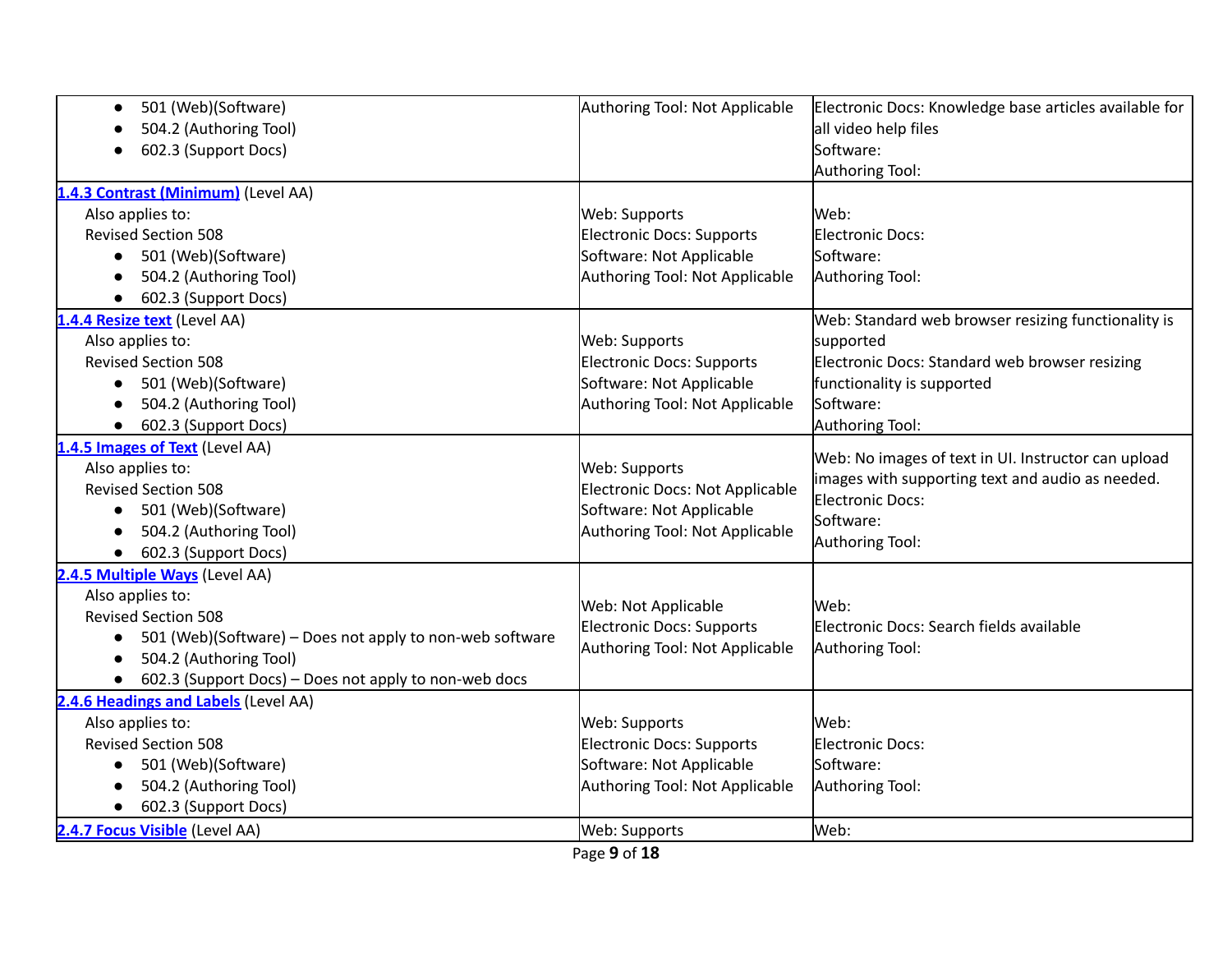| Criteria | Conformance Level | Remarks and Explanations |
| --- | --- | --- |
| <ul><li>501 (Web)(Software)</li><li>504.2 (Authoring Tool)</li><li>602.3 (Support Docs)</li></ul> | Authoring Tool: Not Applicable | Electronic Docs: Knowledge base articles available for all video help files<br>Software:<br>Authoring Tool: |
| [1.4.3 Contrast (Minimum)](https://www.w3.org/TR/WCAG21/#contrast-minimum) (Level AA)<br>Also applies to:<br>Revised Section 508<ul><li>501 (Web)(Software)</li><li>504.2 (Authoring Tool)</li><li>602.3 (Support Docs)</li></ul> | Web: Supports<br>Electronic Docs: Supports<br>Software: Not Applicable<br>Authoring Tool: Not Applicable | Web:<br>Electronic Docs:<br>Software:<br>Authoring Tool: |
| [1.4.4 Resize text](https://www.w3.org/TR/WCAG21/#resize-text) (Level AA)<br>Also applies to:<br>Revised Section 508<ul><li>501 (Web)(Software)</li><li>504.2 (Authoring Tool)</li><li>602.3 (Support Docs)</li></ul> | Web: Supports<br>Electronic Docs: Supports<br>Software: Not Applicable<br>Authoring Tool: Not Applicable | Web: Standard web browser resizing functionality is supported<br>Electronic Docs: Standard web browser resizing functionality is supported<br>Software:<br>Authoring Tool: |
| [1.4.5 Images of Text](https://www.w3.org/TR/WCAG21/#images-of-text) (Level AA)<br>Also applies to:<br>Revised Section 508<ul><li>501 (Web)(Software)</li><li>504.2 (Authoring Tool)</li><li>602.3 (Support Docs)</li></ul> | Web: Supports<br>Electronic Docs: Not Applicable<br>Software: Not Applicable<br>Authoring Tool: Not Applicable | Web: No images of text in UI. Instructor can upload images with supporting text and audio as needed.<br>Electronic Docs:<br>Software:<br>Authoring Tool: |
| [2.4.5 Multiple Ways](https://www.w3.org/TR/WCAG21/#multiple-ways) (Level AA)<br>Also applies to:<br>Revised Section 508<ul><li>501 (Web)(Software) – Does not apply to non-web software</li><li>504.2 (Authoring Tool)</li><li>602.3 (Support Docs) – Does not apply to non-web docs</li></ul> | Web: Not Applicable<br>Electronic Docs: Supports<br>Authoring Tool: Not Applicable | Web:<br>Electronic Docs: Search fields available<br>Authoring Tool: |
| [2.4.6 Headings and Labels](https://www.w3.org/TR/WCAG21/#headings-and-labels) (Level AA)<br>Also applies to:<br>Revised Section 508<ul><li>501 (Web)(Software)</li><li>504.2 (Authoring Tool)</li><li>602.3 (Support Docs)</li></ul> | Web: Supports<br>Electronic Docs: Supports<br>Software: Not Applicable<br>Authoring Tool: Not Applicable | Web:<br>Electronic Docs:<br>Software:<br>Authoring Tool: |
| [2.4.7 Focus Visible](https://www.w3.org/TR/WCAG21/#focus-visible) (Level AA) | Web: Supports | Web: |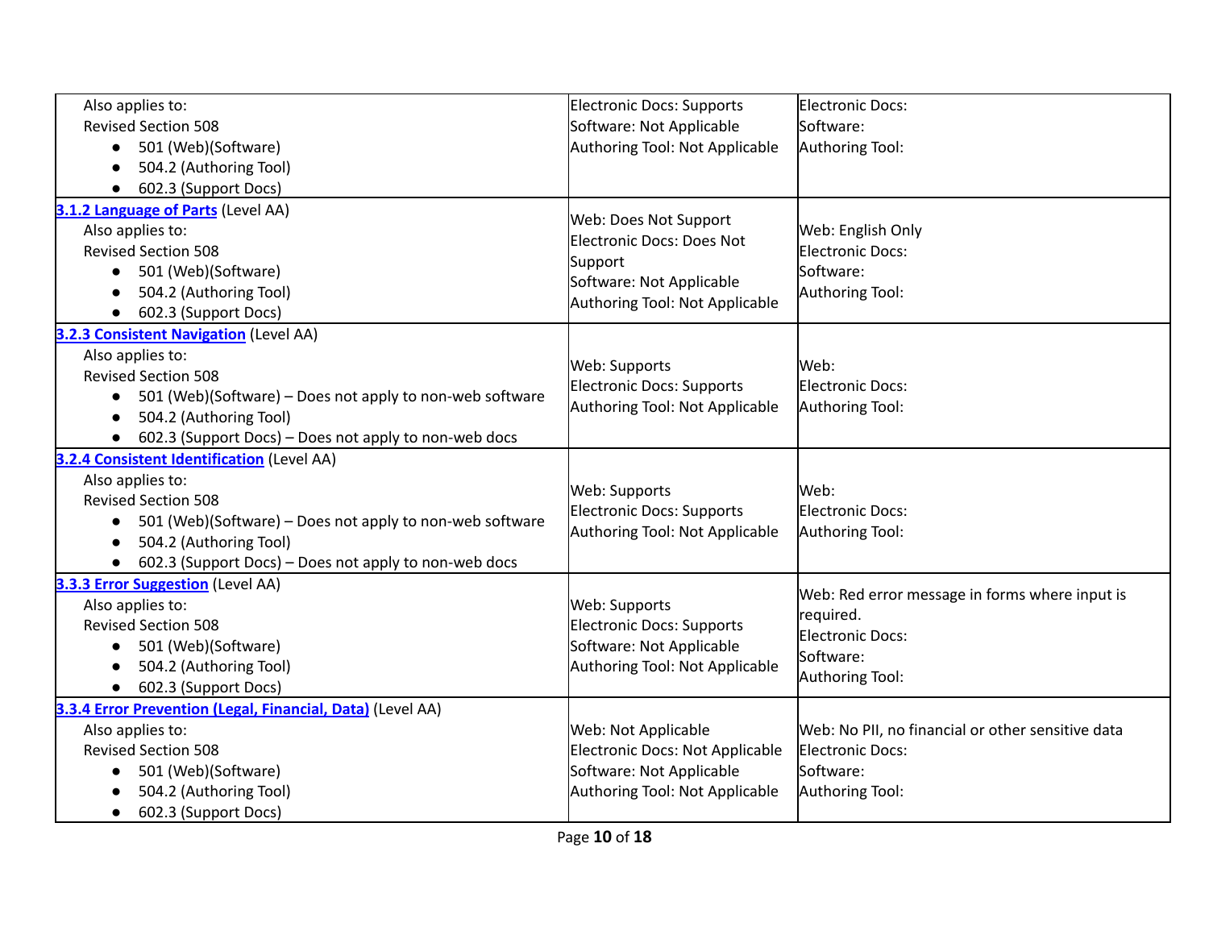| | | |
|---|---|---|
| Also applies to:<br>Revised Section 508<br>● 501 (Web)(Software)<br>● 504.2 (Authoring Tool)<br>● 602.3 (Support Docs) | Electronic Docs: Supports<br>Software: Not Applicable<br>Authoring Tool: Not Applicable | Electronic Docs:<br>Software:<br>Authoring Tool: |
| **3.1.2 Language of Parts** (Level AA)<br>Also applies to:<br>Revised Section 508<br>● 501 (Web)(Software)<br>● 504.2 (Authoring Tool)<br>● 602.3 (Support Docs) | Web: Does Not Support<br>Electronic Docs: Does Not Support<br>Software: Not Applicable<br>Authoring Tool: Not Applicable | Web: English Only<br>Electronic Docs:<br>Software:<br>Authoring Tool: |
| **3.2.3 Consistent Navigation** (Level AA)<br>Also applies to:<br>Revised Section 508<br>● 501 (Web)(Software) – Does not apply to non-web software<br>● 504.2 (Authoring Tool)<br>● 602.3 (Support Docs) – Does not apply to non-web docs | Web: Supports<br>Electronic Docs: Supports<br>Authoring Tool: Not Applicable | Web:<br>Electronic Docs:<br>Authoring Tool: |
| **3.2.4 Consistent Identification** (Level AA)<br>Also applies to:<br>Revised Section 508<br>● 501 (Web)(Software) – Does not apply to non-web software<br>● 504.2 (Authoring Tool)<br>● 602.3 (Support Docs) – Does not apply to non-web docs | Web: Supports<br>Electronic Docs: Supports<br>Authoring Tool: Not Applicable | Web:<br>Electronic Docs:<br>Authoring Tool: |
| **3.3.3 Error Suggestion** (Level AA)<br>Also applies to:<br>Revised Section 508<br>● 501 (Web)(Software)<br>● 504.2 (Authoring Tool)<br>● 602.3 (Support Docs) | Web: Supports<br>Electronic Docs: Supports<br>Software: Not Applicable<br>Authoring Tool: Not Applicable | Web: Red error message in forms where input is required.<br>Electronic Docs:<br>Software:<br>Authoring Tool: |
| **3.3.4 Error Prevention (Legal, Financial, Data)** (Level AA)<br>Also applies to:<br>Revised Section 508<br>● 501 (Web)(Software)<br>● 504.2 (Authoring Tool)<br>● 602.3 (Support Docs) | Web: Not Applicable<br>Electronic Docs: Not Applicable<br>Software: Not Applicable<br>Authoring Tool: Not Applicable | Web: No PII, no financial or other sensitive data<br>Electronic Docs:<br>Software:<br>Authoring Tool: |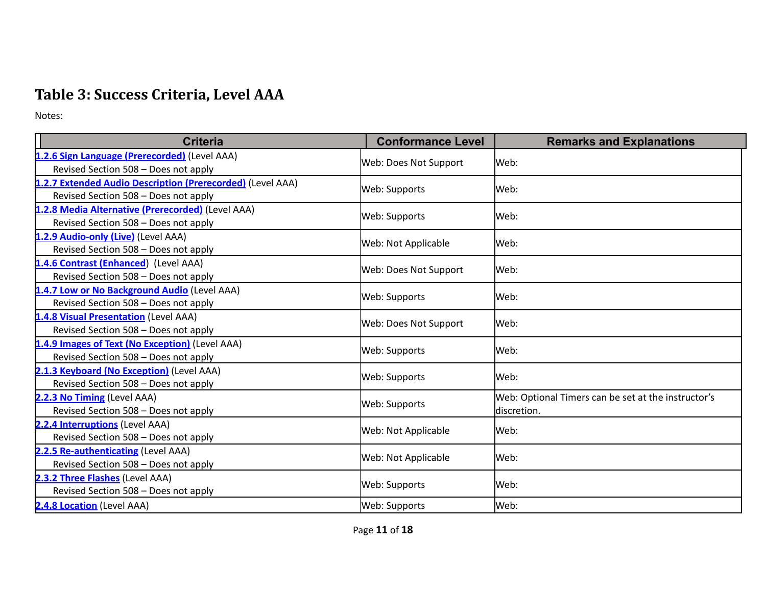## Table 3: Success Criteria, Level AAA

Notes:

| Criteria | Conformance Level | Remarks and Explanations |
|---|---|---|
| 1.2.6 Sign Language (Prerecorded) (Level AAA)<br>Revised Section 508 – Does not apply | Web: Does Not Support | Web: |
| 1.2.7 Extended Audio Description (Prerecorded) (Level AAA)<br>Revised Section 508 – Does not apply | Web: Supports | Web: |
| 1.2.8 Media Alternative (Prerecorded) (Level AAA)<br>Revised Section 508 – Does not apply | Web: Supports | Web: |
| 1.2.9 Audio-only (Live) (Level AAA)<br>Revised Section 508 – Does not apply | Web: Not Applicable | Web: |
| 1.4.6 Contrast (Enhanced) (Level AAA)<br>Revised Section 508 – Does not apply | Web: Does Not Support | Web: |
| 1.4.7 Low or No Background Audio (Level AAA)<br>Revised Section 508 – Does not apply | Web: Supports | Web: |
| 1.4.8 Visual Presentation (Level AAA)<br>Revised Section 508 – Does not apply | Web: Does Not Support | Web: |
| 1.4.9 Images of Text (No Exception) (Level AAA)<br>Revised Section 508 – Does not apply | Web: Supports | Web: |
| 2.1.3 Keyboard (No Exception) (Level AAA)<br>Revised Section 508 – Does not apply | Web: Supports | Web: |
| 2.2.3 No Timing (Level AAA)<br>Revised Section 508 – Does not apply | Web: Supports | Web: Optional Timers can be set at the instructor's discretion. |
| 2.2.4 Interruptions (Level AAA)<br>Revised Section 508 – Does not apply | Web: Not Applicable | Web: |
| 2.2.5 Re-authenticating (Level AAA)<br>Revised Section 508 – Does not apply | Web: Not Applicable | Web: |
| 2.3.2 Three Flashes (Level AAA)<br>Revised Section 508 – Does not apply | Web: Supports | Web: |
| 2.4.8 Location (Level AAA) | Web: Supports | Web: |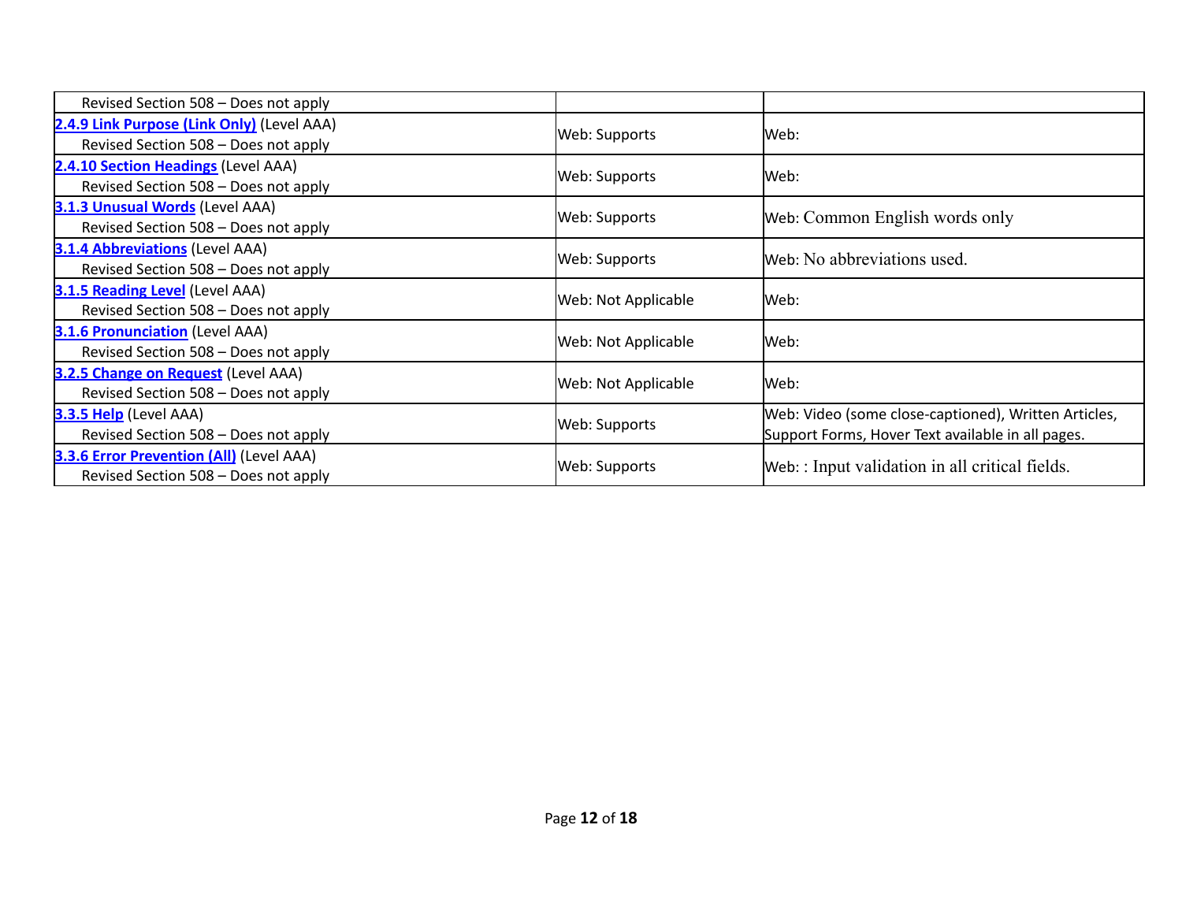| | | |
|---|---|---|
| Revised Section 508 – Does not apply | | |
| **2.4.9 Link Purpose (Link Only)** (Level AAA)<br>Revised Section 508 – Does not apply | Web: Supports | Web: |
| **2.4.10 Section Headings** (Level AAA)<br>Revised Section 508 – Does not apply | Web: Supports | Web: |
| **3.1.3 Unusual Words** (Level AAA)<br>Revised Section 508 – Does not apply | Web: Supports | Web: Common English words only |
| **3.1.4 Abbreviations** (Level AAA)<br>Revised Section 508 – Does not apply | Web: Supports | Web: No abbreviations used. |
| **3.1.5 Reading Level** (Level AAA)<br>Revised Section 508 – Does not apply | Web: Not Applicable | Web: |
| **3.1.6 Pronunciation** (Level AAA)<br>Revised Section 508 – Does not apply | Web: Not Applicable | Web: |
| **3.2.5 Change on Request** (Level AAA)<br>Revised Section 508 – Does not apply | Web: Not Applicable | Web: |
| **3.3.5 Help** (Level AAA)<br>Revised Section 508 – Does not apply | Web: Supports | Web: Video (some close-captioned), Written Articles, Support Forms, Hover Text available in all pages. |
| **3.3.6 Error Prevention (All)** (Level AAA)<br>Revised Section 508 – Does not apply | Web: Supports | Web: : Input validation in all critical fields. |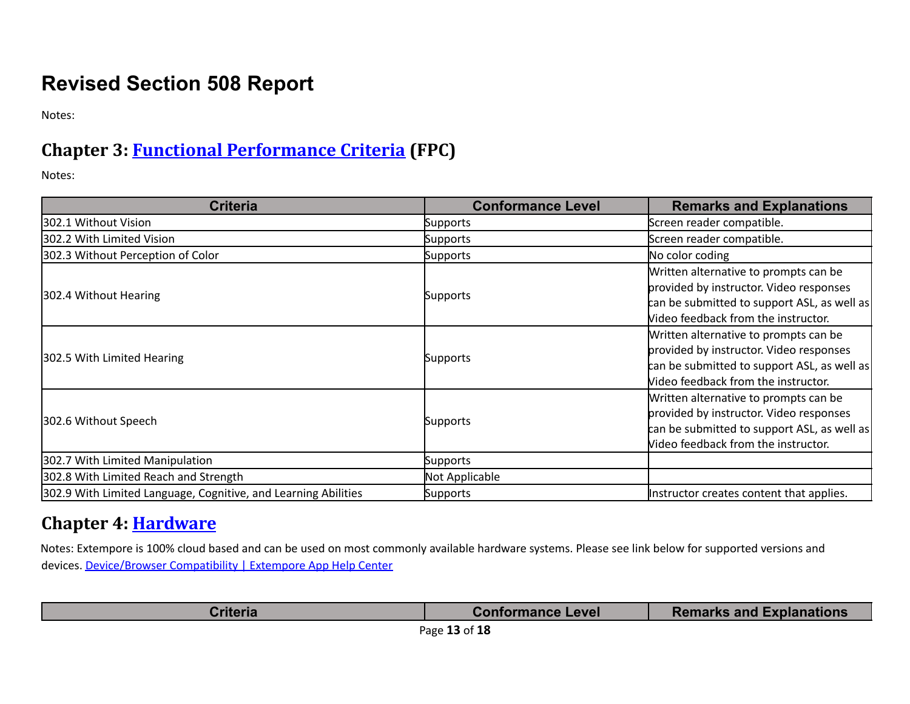# Revised Section 508 Report

Notes:

## Chapter 3: [Functional Performance Criteria](#) (FPC)

Notes:

| Criteria | Conformance Level | Remarks and Explanations |
|---|---|---|
| 302.1 Without Vision | Supports | Screen reader compatible. |
| 302.2 With Limited Vision | Supports | Screen reader compatible. |
| 302.3 Without Perception of Color | Supports | No color coding |
| 302.4 Without Hearing | Supports | Written alternative to prompts can be provided by instructor. Video responses can be submitted to support ASL, as well as Video feedback from the instructor. |
| 302.5 With Limited Hearing | Supports | Written alternative to prompts can be provided by instructor. Video responses can be submitted to support ASL, as well as Video feedback from the instructor. |
| 302.6 Without Speech | Supports | Written alternative to prompts can be provided by instructor. Video responses can be submitted to support ASL, as well as Video feedback from the instructor. |
| 302.7 With Limited Manipulation | Supports | |
| 302.8 With Limited Reach and Strength | Not Applicable | |
| 302.9 With Limited Language, Cognitive, and Learning Abilities | Supports | Instructor creates content that applies. |

## Chapter 4: [Hardware](#)

Notes: Extempore is 100% cloud based and can be used on most commonly available hardware systems. Please see link below for supported versions and devices. [Device/Browser Compatibility | Extempore App Help Center](#)

| Criteria | Conformance Level | Remarks and Explanations |
|---|---|---|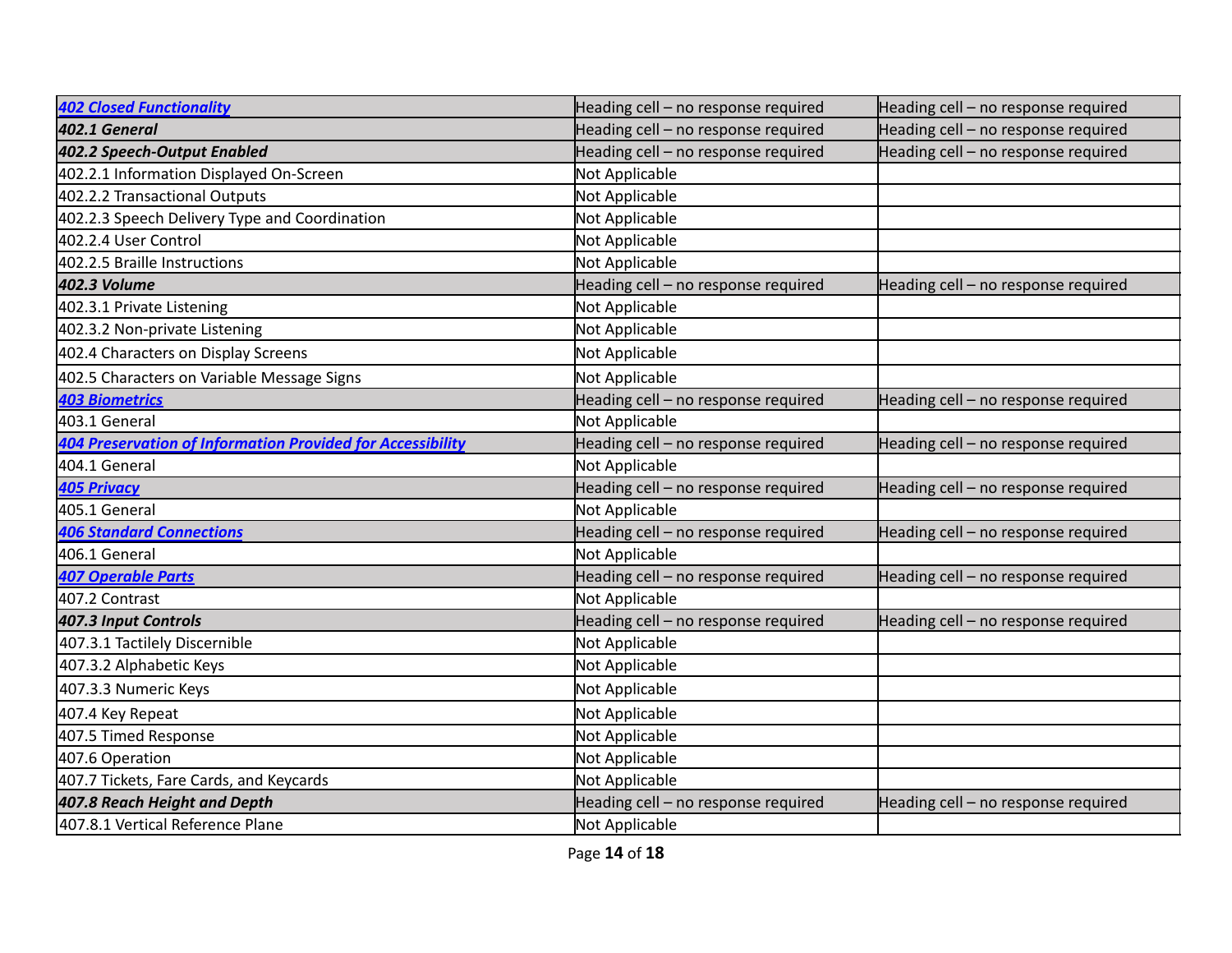| | | |
|---|---|---|
| **402 Closed Functionality** | Heading cell – no response required | Heading cell – no response required |
| ***402.1 General*** | Heading cell – no response required | Heading cell – no response required |
| ***402.2 Speech-Output Enabled*** | Heading cell – no response required | Heading cell – no response required |
| 402.2.1 Information Displayed On-Screen | Not Applicable | |
| 402.2.2 Transactional Outputs | Not Applicable | |
| 402.2.3 Speech Delivery Type and Coordination | Not Applicable | |
| 402.2.4 User Control | Not Applicable | |
| 402.2.5 Braille Instructions | Not Applicable | |
| ***402.3 Volume*** | Heading cell – no response required | Heading cell – no response required |
| 402.3.1 Private Listening | Not Applicable | |
| 402.3.2 Non-private Listening | Not Applicable | |
| 402.4 Characters on Display Screens | Not Applicable | |
| 402.5 Characters on Variable Message Signs | Not Applicable | |
| **403 Biometrics** | Heading cell – no response required | Heading cell – no response required |
| 403.1 General | Not Applicable | |
| **404 Preservation of Information Provided for Accessibility** | Heading cell – no response required | Heading cell – no response required |
| 404.1 General | Not Applicable | |
| **405 Privacy** | Heading cell – no response required | Heading cell – no response required |
| 405.1 General | Not Applicable | |
| **406 Standard Connections** | Heading cell – no response required | Heading cell – no response required |
| 406.1 General | Not Applicable | |
| **407 Operable Parts** | Heading cell – no response required | Heading cell – no response required |
| 407.2 Contrast | Not Applicable | |
| ***407.3 Input Controls*** | Heading cell – no response required | Heading cell – no response required |
| 407.3.1 Tactilely Discernible | Not Applicable | |
| 407.3.2 Alphabetic Keys | Not Applicable | |
| 407.3.3 Numeric Keys | Not Applicable | |
| 407.4 Key Repeat | Not Applicable | |
| 407.5 Timed Response | Not Applicable | |
| 407.6 Operation | Not Applicable | |
| 407.7 Tickets, Fare Cards, and Keycards | Not Applicable | |
| ***407.8 Reach Height and Depth*** | Heading cell – no response required | Heading cell – no response required |
| 407.8.1 Vertical Reference Plane | Not Applicable | |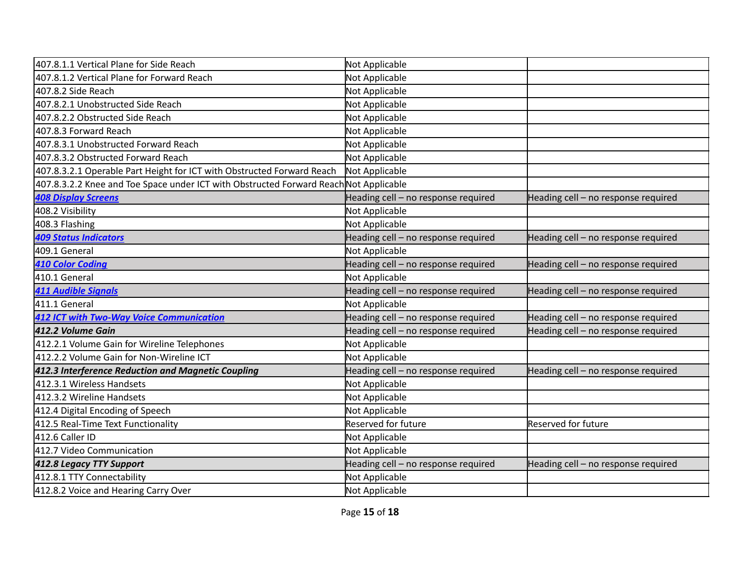| | | |
|---|---|---|
| 407.8.1.1 Vertical Plane for Side Reach | Not Applicable | |
| 407.8.1.2 Vertical Plane for Forward Reach | Not Applicable | |
| 407.8.2 Side Reach | Not Applicable | |
| 407.8.2.1 Unobstructed Side Reach | Not Applicable | |
| 407.8.2.2 Obstructed Side Reach | Not Applicable | |
| 407.8.3 Forward Reach | Not Applicable | |
| 407.8.3.1 Unobstructed Forward Reach | Not Applicable | |
| 407.8.3.2 Obstructed Forward Reach | Not Applicable | |
| 407.8.3.2.1 Operable Part Height for ICT with Obstructed Forward Reach | Not Applicable | |
| 407.8.3.2.2 Knee and Toe Space under ICT with Obstructed Forward Reach | Not Applicable | |
| ***408 Display Screens*** | Heading cell – no response required | Heading cell – no response required |
| 408.2 Visibility | Not Applicable | |
| 408.3 Flashing | Not Applicable | |
| ***409 Status Indicators*** | Heading cell – no response required | Heading cell – no response required |
| 409.1 General | Not Applicable | |
| ***410 Color Coding*** | Heading cell – no response required | Heading cell – no response required |
| 410.1 General | Not Applicable | |
| ***411 Audible Signals*** | Heading cell – no response required | Heading cell – no response required |
| 411.1 General | Not Applicable | |
| ***412 ICT with Two-Way Voice Communication*** | Heading cell – no response required | Heading cell – no response required |
| ***412.2 Volume Gain*** | Heading cell – no response required | Heading cell – no response required |
| 412.2.1 Volume Gain for Wireline Telephones | Not Applicable | |
| 412.2.2 Volume Gain for Non-Wireline ICT | Not Applicable | |
| ***412.3 Interference Reduction and Magnetic Coupling*** | Heading cell – no response required | Heading cell – no response required |
| 412.3.1 Wireless Handsets | Not Applicable | |
| 412.3.2 Wireline Handsets | Not Applicable | |
| 412.4 Digital Encoding of Speech | Not Applicable | |
| 412.5 Real-Time Text Functionality | Reserved for future | Reserved for future |
| 412.6 Caller ID | Not Applicable | |
| 412.7 Video Communication | Not Applicable | |
| ***412.8 Legacy TTY Support*** | Heading cell – no response required | Heading cell – no response required |
| 412.8.1 TTY Connectability | Not Applicable | |
| 412.8.2 Voice and Hearing Carry Over | Not Applicable | |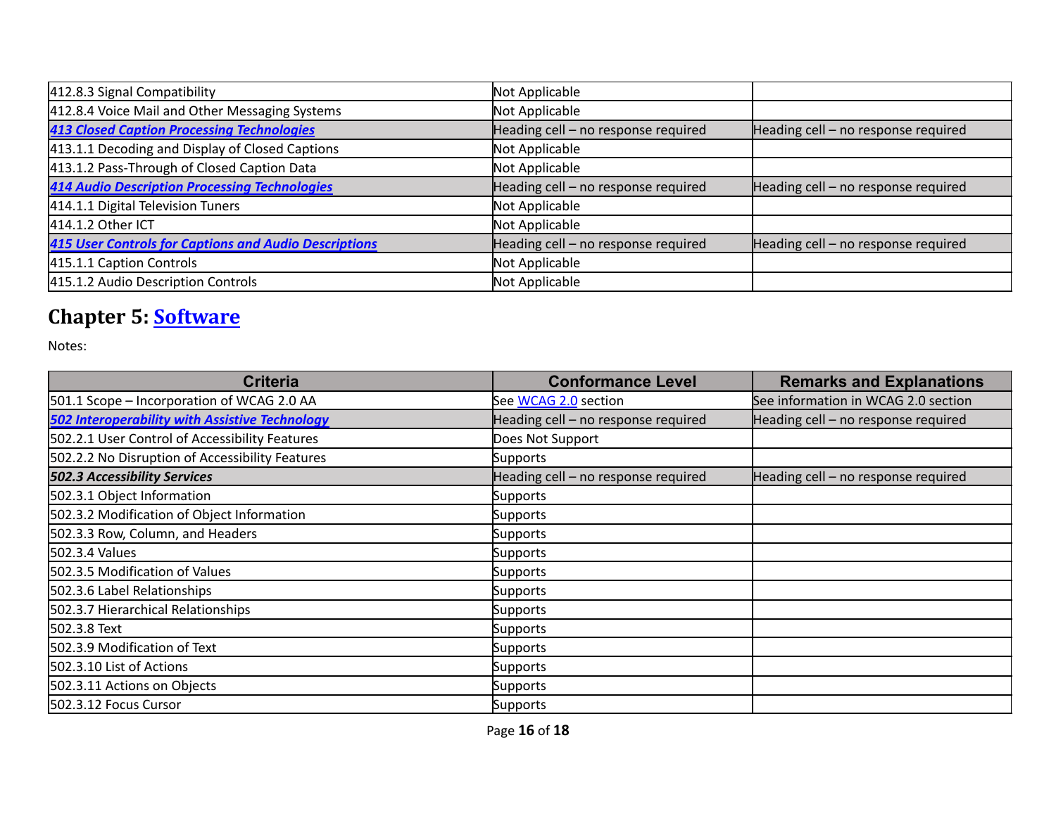| | | |
|---|---|---|
| 412.8.3 Signal Compatibility | Not Applicable | |
| 412.8.4 Voice Mail and Other Messaging Systems | Not Applicable | |
| ***413 Closed Caption Processing Technologies*** | Heading cell – no response required | Heading cell – no response required |
| 413.1.1 Decoding and Display of Closed Captions | Not Applicable | |
| 413.1.2 Pass-Through of Closed Caption Data | Not Applicable | |
| ***414 Audio Description Processing Technologies*** | Heading cell – no response required | Heading cell – no response required |
| 414.1.1 Digital Television Tuners | Not Applicable | |
| 414.1.2 Other ICT | Not Applicable | |
| ***415 User Controls for Captions and Audio Descriptions*** | Heading cell – no response required | Heading cell – no response required |
| 415.1.1 Caption Controls | Not Applicable | |
| 415.1.2 Audio Description Controls | Not Applicable | |

## Chapter 5: Software

Notes:

| Criteria | Conformance Level | Remarks and Explanations |
|---|---|---|
| 501.1 Scope – Incorporation of WCAG 2.0 AA | See WCAG 2.0 section | See information in WCAG 2.0 section |
| ***502 Interoperability with Assistive Technology*** | Heading cell – no response required | Heading cell – no response required |
| 502.2.1 User Control of Accessibility Features | Does Not Support | |
| 502.2.2 No Disruption of Accessibility Features | Supports | |
| ***502.3 Accessibility Services*** | Heading cell – no response required | Heading cell – no response required |
| 502.3.1 Object Information | Supports | |
| 502.3.2 Modification of Object Information | Supports | |
| 502.3.3 Row, Column, and Headers | Supports | |
| 502.3.4 Values | Supports | |
| 502.3.5 Modification of Values | Supports | |
| 502.3.6 Label Relationships | Supports | |
| 502.3.7 Hierarchical Relationships | Supports | |
| 502.3.8 Text | Supports | |
| 502.3.9 Modification of Text | Supports | |
| 502.3.10 List of Actions | Supports | |
| 502.3.11 Actions on Objects | Supports | |
| 502.3.12 Focus Cursor | Supports | |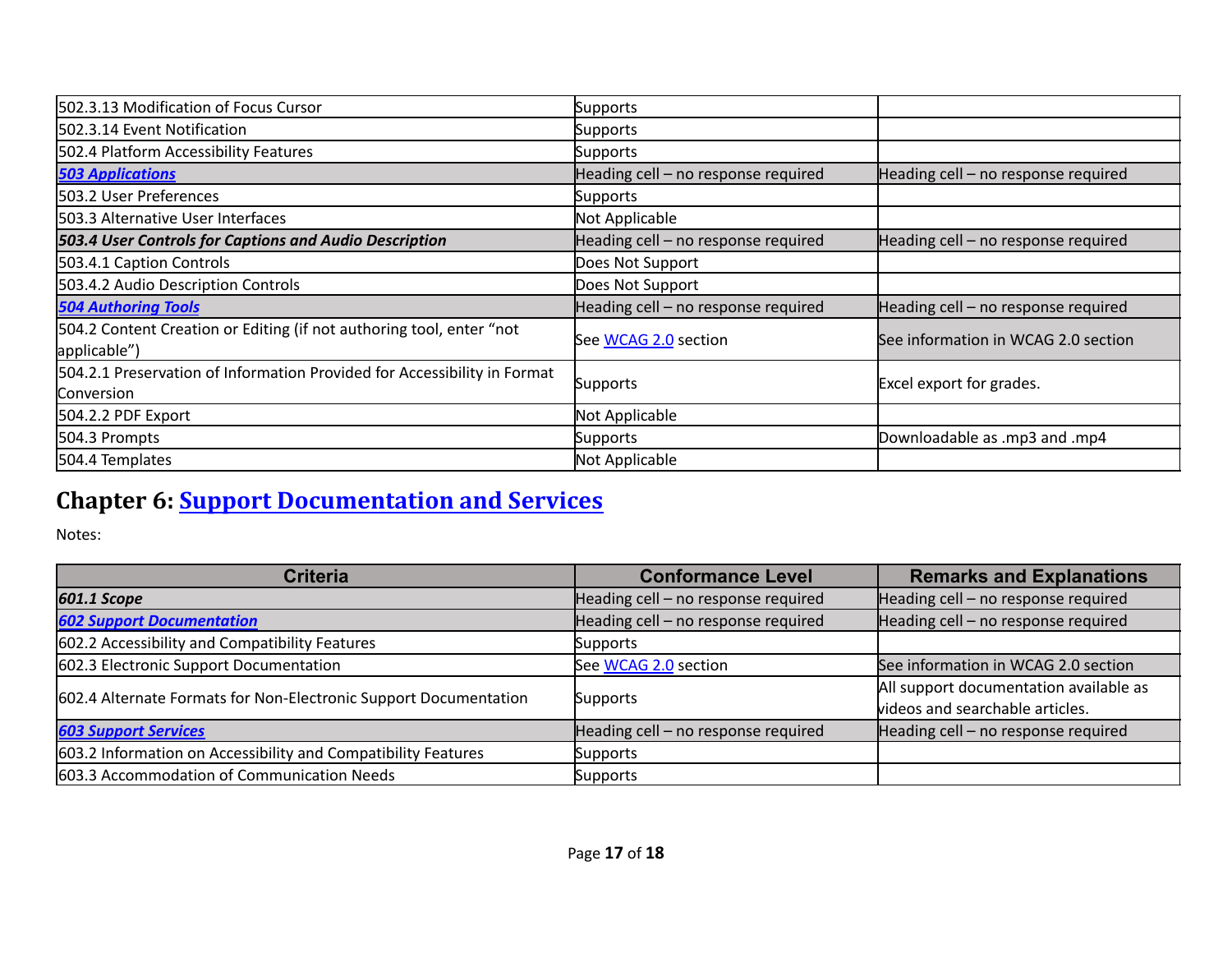| | | |
|---|---|---|
| 502.3.13 Modification of Focus Cursor | Supports | |
| 502.3.14 Event Notification | Supports | |
| 502.4 Platform Accessibility Features | Supports | |
| ***503 Applications*** | Heading cell – no response required | Heading cell – no response required |
| 503.2 User Preferences | Supports | |
| 503.3 Alternative User Interfaces | Not Applicable | |
| ***503.4 User Controls for Captions and Audio Description*** | Heading cell – no response required | Heading cell – no response required |
| 503.4.1 Caption Controls | Does Not Support | |
| 503.4.2 Audio Description Controls | Does Not Support | |
| ***504 Authoring Tools*** | Heading cell – no response required | Heading cell – no response required |
| 504.2 Content Creation or Editing (if not authoring tool, enter "not applicable") | See WCAG 2.0 section | See information in WCAG 2.0 section |
| 504.2.1 Preservation of Information Provided for Accessibility in Format Conversion | Supports | Excel export for grades. |
| 504.2.2 PDF Export | Not Applicable | |
| 504.3 Prompts | Supports | Downloadable as .mp3 and .mp4 |
| 504.4 Templates | Not Applicable | |

## Chapter 6: Support Documentation and Services

Notes:

| Criteria | Conformance Level | Remarks and Explanations |
|---|---|---|
| ***601.1 Scope*** | Heading cell – no response required | Heading cell – no response required |
| ***602 Support Documentation*** | Heading cell – no response required | Heading cell – no response required |
| 602.2 Accessibility and Compatibility Features | Supports | |
| 602.3 Electronic Support Documentation | See WCAG 2.0 section | See information in WCAG 2.0 section |
| 602.4 Alternate Formats for Non-Electronic Support Documentation | Supports | All support documentation available as videos and searchable articles. |
| ***603 Support Services*** | Heading cell – no response required | Heading cell – no response required |
| 603.2 Information on Accessibility and Compatibility Features | Supports | |
| 603.3 Accommodation of Communication Needs | Supports | |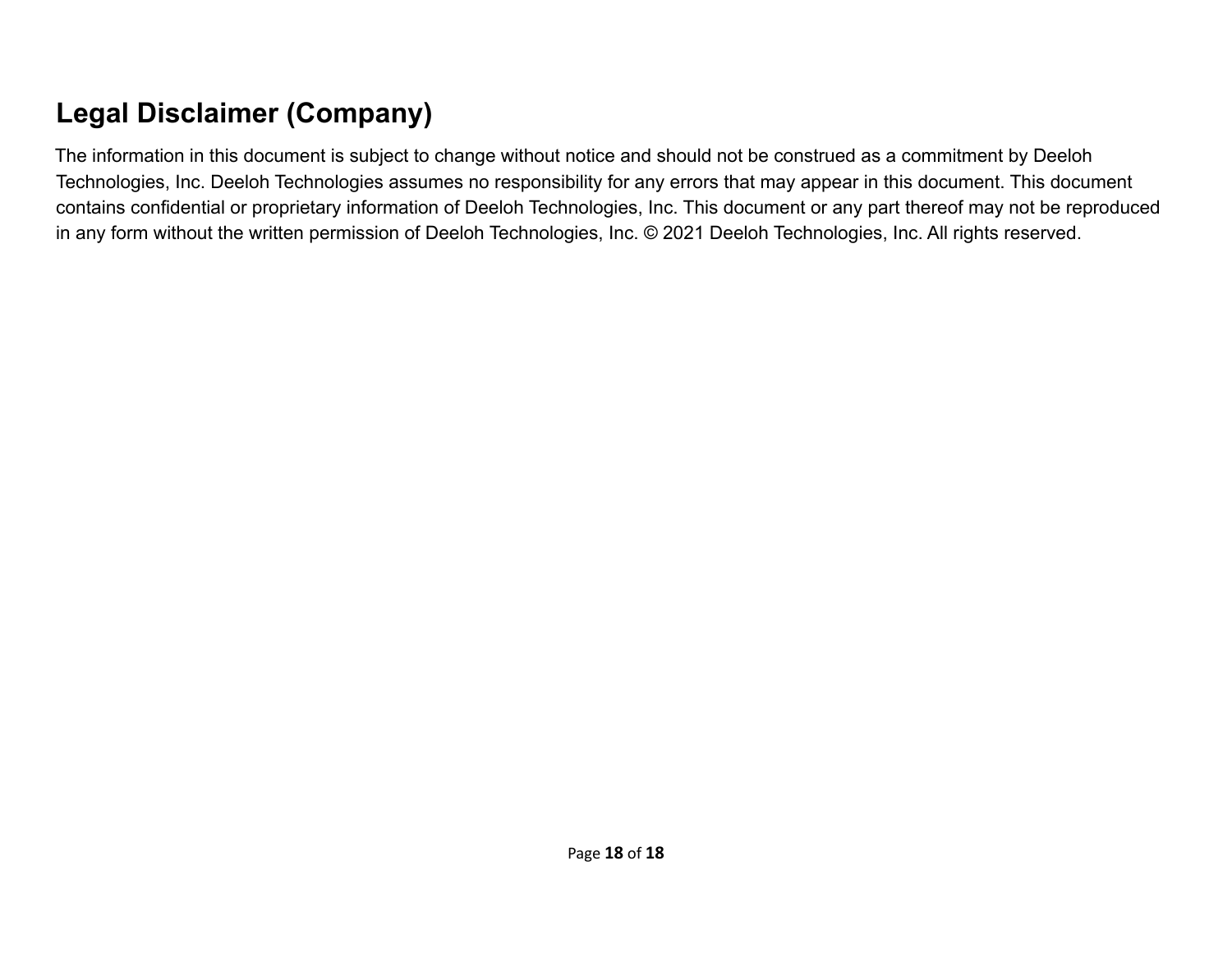## Legal Disclaimer (Company)

The information in this document is subject to change without notice and should not be construed as a commitment by Deeloh Technologies, Inc. Deeloh Technologies assumes no responsibility for any errors that may appear in this document. This document contains confidential or proprietary information of Deeloh Technologies, Inc. This document or any part thereof may not be reproduced in any form without the written permission of Deeloh Technologies, Inc. © 2021 Deeloh Technologies, Inc. All rights reserved.